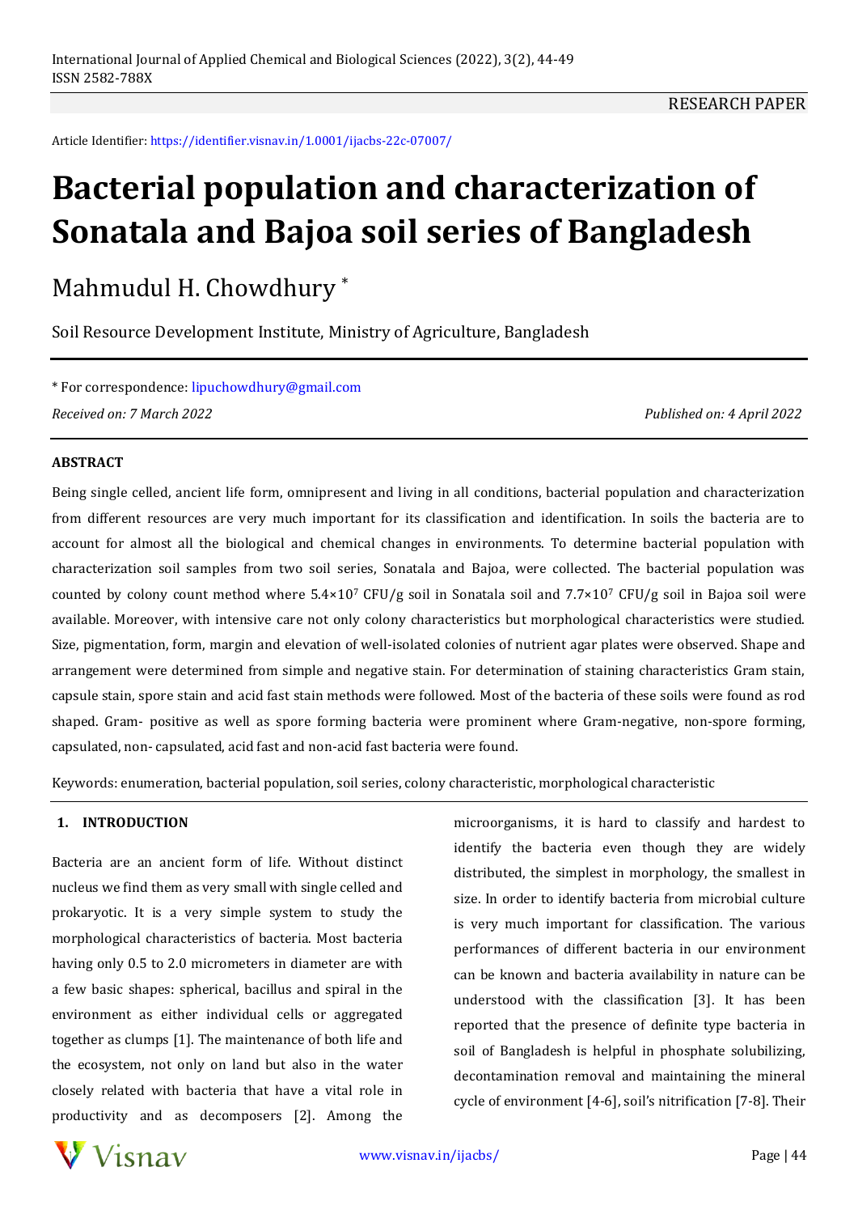RESEARCH PAPER

Article Identifier: https://identifier.visnav.in/1.0001/ijacbs-22c-07007/

# Bacterial population and characterization of Sonatala and Bajoa soil series of Bangladesh

Mahmudul H. Chowdhury *

Soil Resource Development Institute, Ministry of Agriculture, Bangladesh

* For correspondence: lipuchowdhury@gmail.com

*Received on: 7 March 2022*

*Published on: 4 April 2022*

#### ABSTRACT

Being single celled, ancient life form, omnipresent and living in all conditions, bacterial population and characterization from different resources are very much important for its classification and identification. In soils the bacteria are to account for almost all the biological and chemical changes in environments. To determine bacterial population with characterization soil samples from two soil series, Sonatala and Bajoa, were collected. The bacterial population was counted by colony count method where $5.4 \times 10^7$ CFU/g soil in Sonatala soil and $7.7 \times 10^7$ CFU/g soil in Bajoa soil were available. Moreover, with intensive care not only colony characteristics but morphological characteristics were studied. Size, pigmentation, form, margin and elevation of well-isolated colonies of nutrient agar plates were observed. Shape and arrangement were determined from simple and negative stain. For determination of staining characteristics Gram stain, capsule stain, spore stain and acid fast stain methods were followed. Most of the bacteria of these soils were found as rod shaped. Gram- positive as well as spore forming bacteria were prominent where Gram-negative, non-spore forming, capsulated, non- capsulated, acid fast and non-acid fast bacteria were found.

Keywords: enumeration, bacterial population, soil series, colony characteristic, morphological characteristic

## 1. INTRODUCTION

Bacteria are an ancient form of life. Without distinct nucleus we find them as very small with single celled and prokaryotic. It is a very simple system to study the morphological characteristics of bacteria. Most bacteria having only 0.5 to 2.0 micrometers in diameter are with a few basic shapes: spherical, bacillus and spiral in the environment as either individual cells or aggregated together as clumps [1]. The maintenance of both life and the ecosystem, not only on land but also in the water closely related with bacteria that have a vital role in productivity and as decomposers [2]. Among the microorganisms, it is hard to classify and hardest to identify the bacteria even though they are widely distributed, the simplest in morphology, the smallest in size. In order to identify bacteria from microbial culture is very much important for classification. The various performances of different bacteria in our environment can be known and bacteria availability in nature can be understood with the classification [3]. It has been reported that the presence of definite type bacteria in soil of Bangladesh is helpful in phosphate solubilizing, decontamination removal and maintaining the mineral cycle of environment [4-6], soil's nitrification [7-8]. Their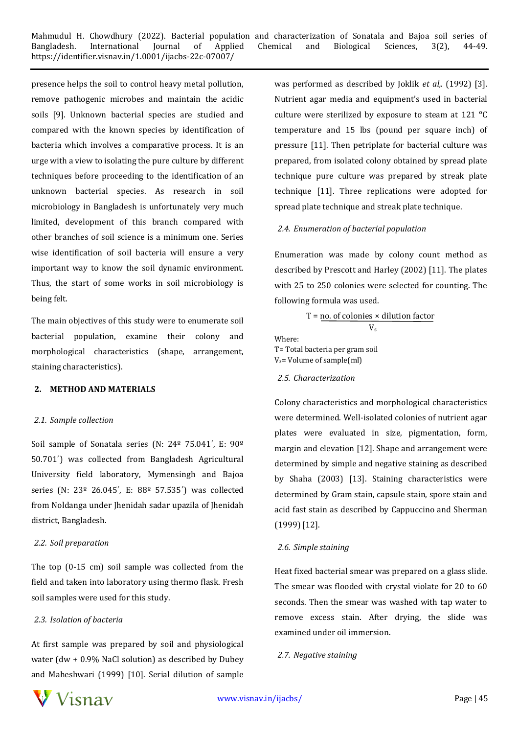presence helps the soil to control heavy metal pollution, remove pathogenic microbes and maintain the acidic soils [9]. Unknown bacterial species are studied and compared with the known species by identification of bacteria which involves a comparative process. It is an urge with a view to isolating the pure culture by different techniques before proceeding to the identification of an unknown bacterial species. As research in soil microbiology in Bangladesh is unfortunately very much limited, development of this branch compared with other branches of soil science is a minimum one. Series wise identification of soil bacteria will ensure a very important way to know the soil dynamic environment. Thus, the start of some works in soil microbiology is being felt.

The main objectives of this study were to enumerate soil bacterial population, examine their colony and morphological characteristics (shape, arrangement, staining characteristics).

## 2. METHOD AND MATERIALS

### *2.1. Sample collection*

Soil sample of Sonatala series (N: 24º 75.041′, E: 90º 50.701′) was collected from Bangladesh Agricultural University field laboratory, Mymensingh and Bajoa series (N: 23º 26.045′, E: 88º 57.535′) was collected from Noldanga under Jhenidah sadar upazila of Jhenidah district, Bangladesh.

### *2.2. Soil preparation*

The top (0-15 cm) soil sample was collected from the field and taken into laboratory using thermo flask. Fresh soil samples were used for this study.

### *2.3. Isolation of bacteria*

At first sample was prepared by soil and physiological water (dw + 0.9% NaCl solution) as described by Dubey and Maheshwari (1999) [10]. Serial dilution of sample was performed as described by Joklik *et al,*. (1992) [3]. Nutrient agar media and equipment's used in bacterial culture were sterilized by exposure to steam at 121 ºC temperature and 15 lbs (pound per square inch) of pressure [11]. Then petriplate for bacterial culture was prepared, from isolated colony obtained by spread plate technique pure culture was prepared by streak plate technique [11]. Three replications were adopted for spread plate technique and streak plate technique.

### *2.4. Enumeration of bacterial population*

Enumeration was made by colony count method as described by Prescott and Harley (2002) [11]. The plates with 25 to 250 colonies were selected for counting. The following formula was used.

$$T = \frac{\text{no. of colonies} \times \text{dilution factor}}{V_s}$$

Where:
T= Total bacteria per gram soil
$V_s$= Volume of sample(ml)

### *2.5. Characterization*

Colony characteristics and morphological characteristics were determined. Well-isolated colonies of nutrient agar plates were evaluated in size, pigmentation, form, margin and elevation [12]. Shape and arrangement were determined by simple and negative staining as described by Shaha (2003) [13]. Staining characteristics were determined by Gram stain, capsule stain, spore stain and acid fast stain as described by Cappuccino and Sherman (1999) [12].

### *2.6. Simple staining*

Heat fixed bacterial smear was prepared on a glass slide. The smear was flooded with crystal violate for 20 to 60 seconds. Then the smear was washed with tap water to remove excess stain. After drying, the slide was examined under oil immersion.

### *2.7. Negative staining*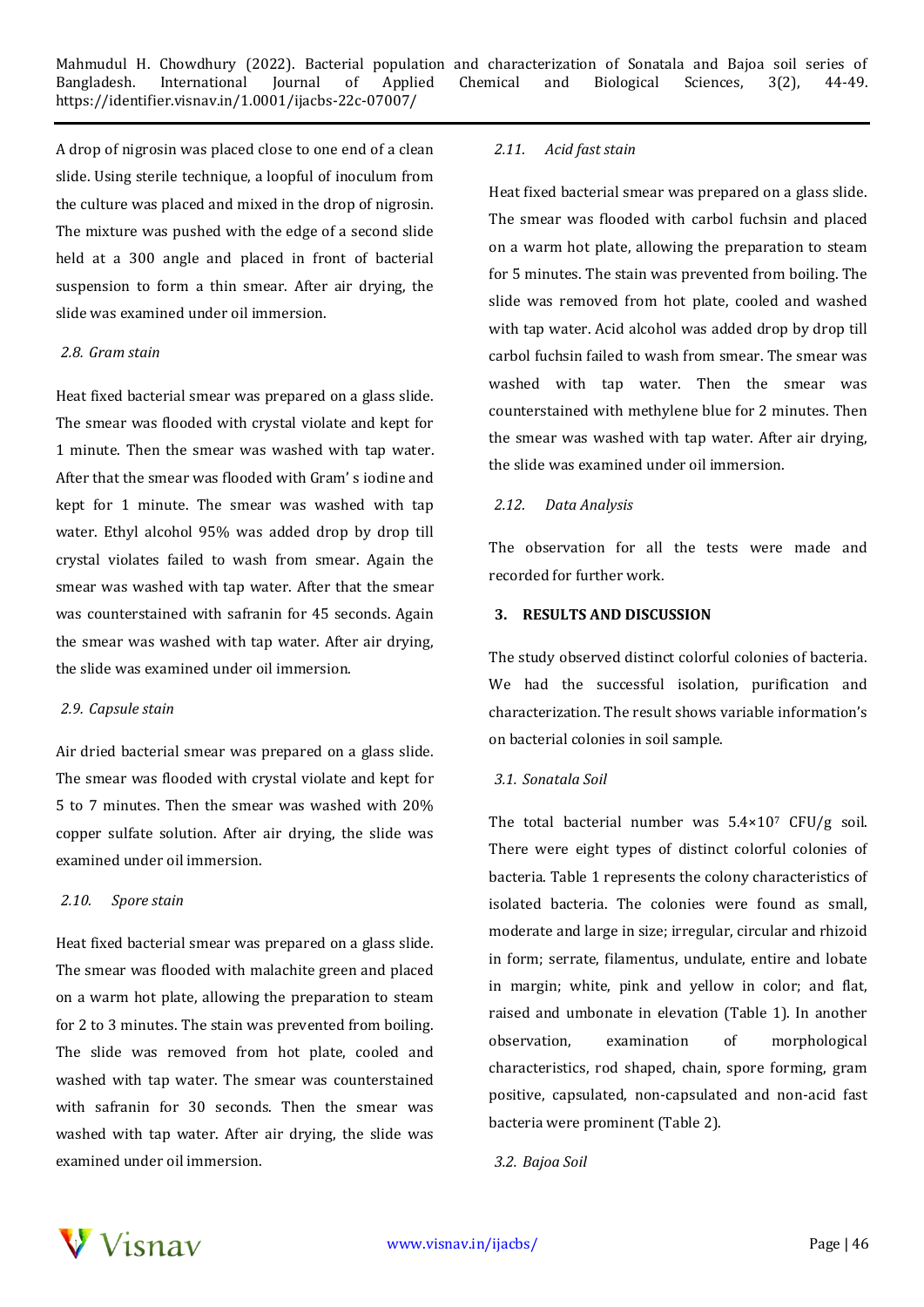A drop of nigrosin was placed close to one end of a clean slide. Using sterile technique, a loopful of inoculum from the culture was placed and mixed in the drop of nigrosin. The mixture was pushed with the edge of a second slide held at a 300 angle and placed in front of bacterial suspension to form a thin smear. After air drying, the slide was examined under oil immersion.

### *2.8. Gram stain*

Heat fixed bacterial smear was prepared on a glass slide. The smear was flooded with crystal violate and kept for 1 minute. Then the smear was washed with tap water. After that the smear was flooded with Gram' s iodine and kept for 1 minute. The smear was washed with tap water. Ethyl alcohol 95% was added drop by drop till crystal violates failed to wash from smear. Again the smear was washed with tap water. After that the smear was counterstained with safranin for 45 seconds. Again the smear was washed with tap water. After air drying, the slide was examined under oil immersion.

### *2.9. Capsule stain*

Air dried bacterial smear was prepared on a glass slide. The smear was flooded with crystal violate and kept for 5 to 7 minutes. Then the smear was washed with 20% copper sulfate solution. After air drying, the slide was examined under oil immersion.

### *2.10. Spore stain*

Heat fixed bacterial smear was prepared on a glass slide. The smear was flooded with malachite green and placed on a warm hot plate, allowing the preparation to steam for 2 to 3 minutes. The stain was prevented from boiling. The slide was removed from hot plate, cooled and washed with tap water. The smear was counterstained with safranin for 30 seconds. Then the smear was washed with tap water. After air drying, the slide was examined under oil immersion.

### *2.11. Acid fast stain*

Heat fixed bacterial smear was prepared on a glass slide. The smear was flooded with carbol fuchsin and placed on a warm hot plate, allowing the preparation to steam for 5 minutes. The stain was prevented from boiling. The slide was removed from hot plate, cooled and washed with tap water. Acid alcohol was added drop by drop till carbol fuchsin failed to wash from smear. The smear was washed with tap water. Then the smear was counterstained with methylene blue for 2 minutes. Then the smear was washed with tap water. After air drying, the slide was examined under oil immersion.

### *2.12. Data Analysis*

The observation for all the tests were made and recorded for further work.

## 3. RESULTS AND DISCUSSION

The study observed distinct colorful colonies of bacteria. We had the successful isolation, purification and characterization. The result shows variable information's on bacterial colonies in soil sample.

### *3.1. Sonatala Soil*

The total bacterial number was $5.4\times10^{7}$ CFU/g soil. There were eight types of distinct colorful colonies of bacteria. Table 1 represents the colony characteristics of isolated bacteria. The colonies were found as small, moderate and large in size; irregular, circular and rhizoid in form; serrate, filamentus, undulate, entire and lobate in margin; white, pink and yellow in color; and flat, raised and umbonate in elevation (Table 1). In another observation, examination of morphological characteristics, rod shaped, chain, spore forming, gram positive, capsulated, non-capsulated and non-acid fast bacteria were prominent (Table 2).

### *3.2. Bajoa Soil*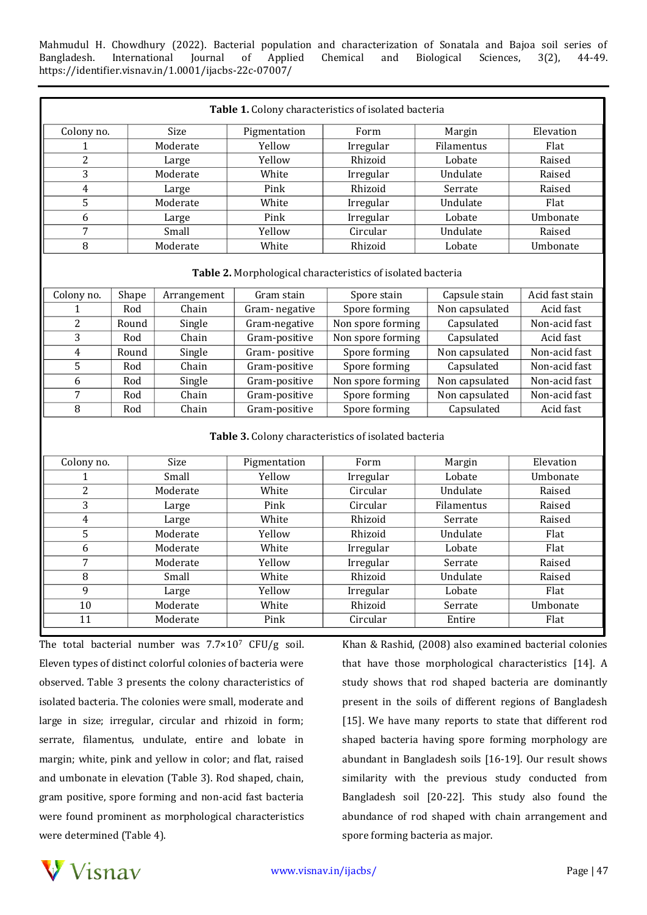**Table 1.** Colony characteristics of isolated bacteria

| Colony no. | Size | Pigmentation | Form | Margin | Elevation |
|---|---|---|---|---|---|
| 1 | Moderate | Yellow | Irregular | Filamentus | Flat |
| 2 | Large | Yellow | Rhizoid | Lobate | Raised |
| 3 | Moderate | White | Irregular | Undulate | Raised |
| 4 | Large | Pink | Rhizoid | Serrate | Raised |
| 5 | Moderate | White | Irregular | Undulate | Flat |
| 6 | Large | Pink | Irregular | Lobate | Umbonate |
| 7 | Small | Yellow | Circular | Undulate | Raised |
| 8 | Moderate | White | Rhizoid | Lobate | Umbonate |

**Table 2.** Morphological characteristics of isolated bacteria

| Colony no. | Shape | Arrangement | Gram stain | Spore stain | Capsule stain | Acid fast stain |
|---|---|---|---|---|---|---|
| 1 | Rod | Chain | Gram- negative | Spore forming | Non capsulated | Acid fast |
| 2 | Round | Single | Gram-negative | Non spore forming | Capsulated | Non-acid fast |
| 3 | Rod | Chain | Gram-positive | Non spore forming | Capsulated | Acid fast |
| 4 | Round | Single | Gram- positive | Spore forming | Non capsulated | Non-acid fast |
| 5 | Rod | Chain | Gram-positive | Spore forming | Capsulated | Non-acid fast |
| 6 | Rod | Single | Gram-positive | Non spore forming | Non capsulated | Non-acid fast |
| 7 | Rod | Chain | Gram-positive | Spore forming | Non capsulated | Non-acid fast |
| 8 | Rod | Chain | Gram-positive | Spore forming | Capsulated | Acid fast |

**Table 3.** Colony characteristics of isolated bacteria

| Colony no. | Size | Pigmentation | Form | Margin | Elevation |
|---|---|---|---|---|---|
| 1 | Small | Yellow | Irregular | Lobate | Umbonate |
| 2 | Moderate | White | Circular | Undulate | Raised |
| 3 | Large | Pink | Circular | Filamentus | Raised |
| 4 | Large | White | Rhizoid | Serrate | Raised |
| 5 | Moderate | Yellow | Rhizoid | Undulate | Flat |
| 6 | Moderate | White | Irregular | Lobate | Flat |
| 7 | Moderate | Yellow | Irregular | Serrate | Raised |
| 8 | Small | White | Rhizoid | Undulate | Raised |
| 9 | Large | Yellow | Irregular | Lobate | Flat |
| 10 | Moderate | White | Rhizoid | Serrate | Umbonate |
| 11 | Moderate | Pink | Circular | Entire | Flat |

The total bacterial number was $7.7\times10^7$ CFU/g soil. Eleven types of distinct colorful colonies of bacteria were observed. Table 3 presents the colony characteristics of isolated bacteria. The colonies were small, moderate and large in size; irregular, circular and rhizoid in form; serrate, filamentus, undulate, entire and lobate in margin; white, pink and yellow in color; and flat, raised and umbonate in elevation (Table 3). Rod shaped, chain, gram positive, spore forming and non-acid fast bacteria were found prominent as morphological characteristics were determined (Table 4).

Khan & Rashid, (2008) also examined bacterial colonies that have those morphological characteristics [14]. A study shows that rod shaped bacteria are dominantly present in the soils of different regions of Bangladesh [15]. We have many reports to state that different rod shaped bacteria having spore forming morphology are abundant in Bangladesh soils [16-19]. Our result shows similarity with the previous study conducted from Bangladesh soil [20-22]. This study also found the abundance of rod shaped with chain arrangement and spore forming bacteria as major.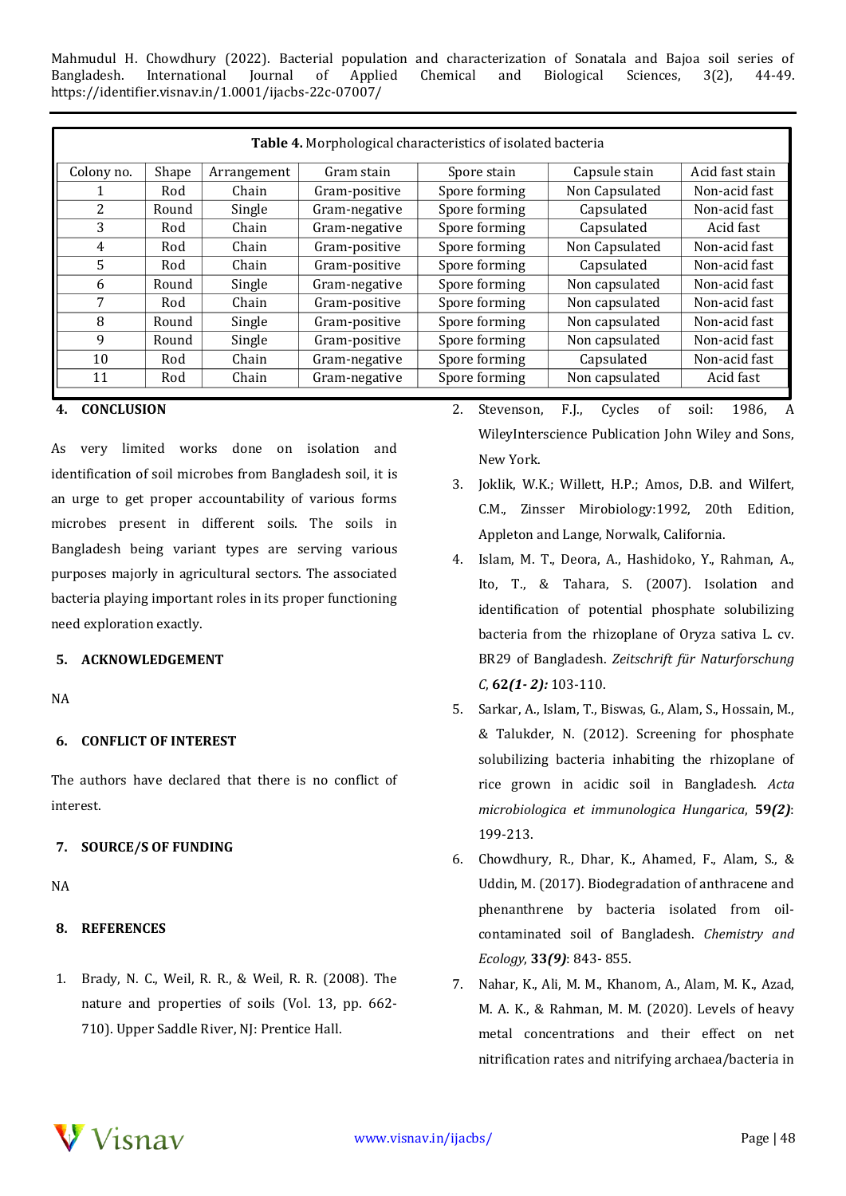**Table 4.** Morphological characteristics of isolated bacteria

| Colony no. | Shape | Arrangement | Gram stain | Spore stain | Capsule stain | Acid fast stain |
|---|---|---|---|---|---|---|
| 1 | Rod | Chain | Gram-positive | Spore forming | Non Capsulated | Non-acid fast |
| 2 | Round | Single | Gram-negative | Spore forming | Capsulated | Non-acid fast |
| 3 | Rod | Chain | Gram-negative | Spore forming | Capsulated | Acid fast |
| 4 | Rod | Chain | Gram-positive | Spore forming | Non Capsulated | Non-acid fast |
| 5 | Rod | Chain | Gram-positive | Spore forming | Capsulated | Non-acid fast |
| 6 | Round | Single | Gram-negative | Spore forming | Non capsulated | Non-acid fast |
| 7 | Rod | Chain | Gram-positive | Spore forming | Non capsulated | Non-acid fast |
| 8 | Round | Single | Gram-positive | Spore forming | Non capsulated | Non-acid fast |
| 9 | Round | Single | Gram-positive | Spore forming | Non capsulated | Non-acid fast |
| 10 | Rod | Chain | Gram-negative | Spore forming | Capsulated | Non-acid fast |
| 11 | Rod | Chain | Gram-negative | Spore forming | Non capsulated | Acid fast |

## 4. CONCLUSION

As very limited works done on isolation and identification of soil microbes from Bangladesh soil, it is an urge to get proper accountability of various forms microbes present in different soils. The soils in Bangladesh being variant types are serving various purposes majorly in agricultural sectors. The associated bacteria playing important roles in its proper functioning need exploration exactly.

## 5. ACKNOWLEDGEMENT

NA

## 6. CONFLICT OF INTEREST

The authors have declared that there is no conflict of interest.

## 7. SOURCE/S OF FUNDING

NA

## 8. REFERENCES

1. Brady, N. C., Weil, R. R., & Weil, R. R. (2008). The nature and properties of soils (Vol. 13, pp. 662-710). Upper Saddle River, NJ: Prentice Hall.
2. Stevenson, F.J., Cycles of soil: 1986, A WileyInterscience Publication John Wiley and Sons, New York.
3. Joklik, W.K.; Willett, H.P.; Amos, D.B. and Wilfert, C.M., Zinsser Mirobiology:1992, 20th Edition, Appleton and Lange, Norwalk, California.
4. Islam, M. T., Deora, A., Hashidoko, Y., Rahman, A., Ito, T., & Tahara, S. (2007). Isolation and identification of potential phosphate solubilizing bacteria from the rhizoplane of Oryza sativa L. cv. BR29 of Bangladesh. *Zeitschrift für Naturforschung C*, **62*(1- 2):*** 103-110.
5. Sarkar, A., Islam, T., Biswas, G., Alam, S., Hossain, M., & Talukder, N. (2012). Screening for phosphate solubilizing bacteria inhabiting the rhizoplane of rice grown in acidic soil in Bangladesh. *Acta microbiologica et immunologica Hungarica*, **59*(2)***: 199-213.
6. Chowdhury, R., Dhar, K., Ahamed, F., Alam, S., & Uddin, M. (2017). Biodegradation of anthracene and phenanthrene by bacteria isolated from oil-contaminated soil of Bangladesh. *Chemistry and Ecology*, **33*(9)***: 843- 855.
7. Nahar, K., Ali, M. M., Khanom, A., Alam, M. K., Azad, M. A. K., & Rahman, M. M. (2020). Levels of heavy metal concentrations and their effect on net nitrification rates and nitrifying archaea/bacteria in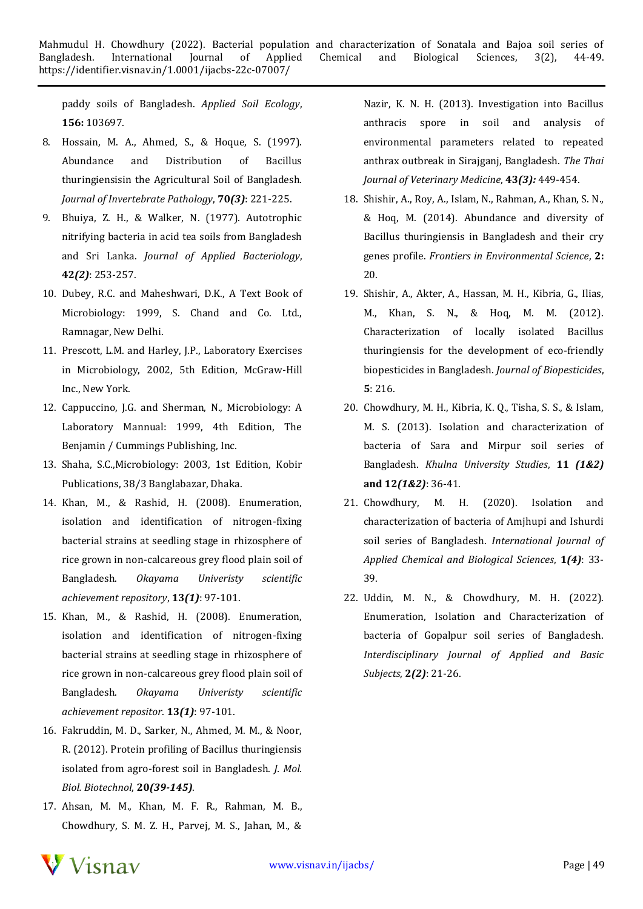paddy soils of Bangladesh. *Applied Soil Ecology*, **156:** 103697.

8. Hossain, M. A., Ahmed, S., & Hoque, S. (1997). Abundance and Distribution of Bacillus thuringiensisin the Agricultural Soil of Bangladesh. *Journal of Invertebrate Pathology*, **70*(3)***: 221-225.
9. Bhuiya, Z. H., & Walker, N. (1977). Autotrophic nitrifying bacteria in acid tea soils from Bangladesh and Sri Lanka. *Journal of Applied Bacteriology*, **42*(2)***: 253-257.
10. Dubey, R.C. and Maheshwari, D.K., A Text Book of Microbiology: 1999, S. Chand and Co. Ltd., Ramnagar, New Delhi.
11. Prescott, L.M. and Harley, J.P., Laboratory Exercises in Microbiology, 2002, 5th Edition, McGraw-Hill Inc., New York.
12. Cappuccino, J.G. and Sherman, N., Microbiology: A Laboratory Mannual: 1999, 4th Edition, The Benjamin / Cummings Publishing, Inc.
13. Shaha, S.C.,Microbiology: 2003, 1st Edition, Kobir Publications, 38/3 Banglabazar, Dhaka.
14. Khan, M., & Rashid, H. (2008). Enumeration, isolation and identification of nitrogen-fixing bacterial strains at seedling stage in rhizosphere of rice grown in non-calcareous grey flood plain soil of Bangladesh. *Okayama Univeristy scientific achievement repository*, **13*(1)***: 97-101.
15. Khan, M., & Rashid, H. (2008). Enumeration, isolation and identification of nitrogen-fixing bacterial strains at seedling stage in rhizosphere of rice grown in non-calcareous grey flood plain soil of Bangladesh. *Okayama Univeristy scientific achievement repositor*. **13*(1)***: 97-101.
16. Fakruddin, M. D., Sarker, N., Ahmed, M. M., & Noor, R. (2012). Protein profiling of Bacillus thuringiensis isolated from agro-forest soil in Bangladesh. *J. Mol. Biol. Biotechnol*, **20*(39-145)***.
17. Ahsan, M. M., Khan, M. F. R., Rahman, M. B., Chowdhury, S. M. Z. H., Parvej, M. S., Jahan, M., & Nazir, K. N. H. (2013). Investigation into Bacillus anthracis spore in soil and analysis of environmental parameters related to repeated anthrax outbreak in Sirajganj, Bangladesh. *The Thai Journal of Veterinary Medicine*, **43*(3):*** 449-454.
18. Shishir, A., Roy, A., Islam, N., Rahman, A., Khan, S. N., & Hoq, M. (2014). Abundance and diversity of Bacillus thuringiensis in Bangladesh and their cry genes profile. *Frontiers in Environmental Science*, **2:** 20.
19. Shishir, A., Akter, A., Hassan, M. H., Kibria, G., Ilias, M., Khan, S. N., & Hoq, M. M. (2012). Characterization of locally isolated Bacillus thuringiensis for the development of eco-friendly biopesticides in Bangladesh. *Journal of Biopesticides*, **5**: 216.
20. Chowdhury, M. H., Kibria, K. Q., Tisha, S. S., & Islam, M. S. (2013). Isolation and characterization of bacteria of Sara and Mirpur soil series of Bangladesh. *Khulna University Studies*, **11 *(1&2)* and 12*(1&2)***: 36-41.
21. Chowdhury, M. H. (2020). Isolation and characterization of bacteria of Amjhupi and Ishurdi soil series of Bangladesh. *International Journal of Applied Chemical and Biological Sciences*, **1*(4)***: 33-39.
22. Uddin, M. N., & Chowdhury, M. H. (2022). Enumeration, Isolation and Characterization of bacteria of Gopalpur soil series of Bangladesh. *Interdisciplinary Journal of Applied and Basic Subjects*, **2*(2)***: 21-26.